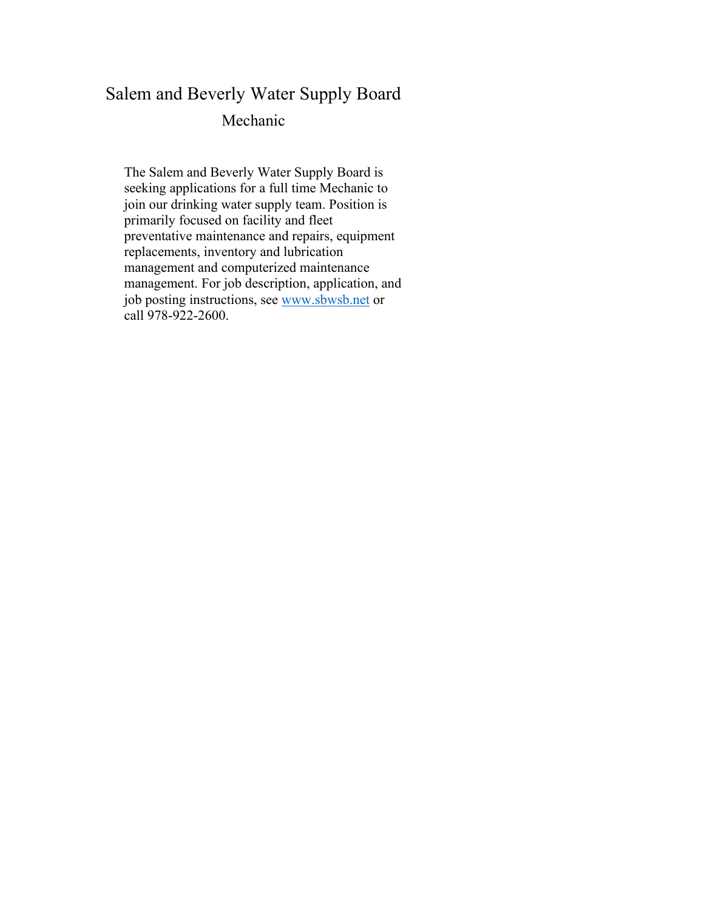# Salem and Beverly Water Supply Board

## Mechanic

The Salem and Beverly Water Supply Board is seeking applications for a full time Mechanic to join our drinking water supply team. Position is primarily focused on facility and fleet preventative maintenance and repairs, equipment replacements, inventory and lubrication management and computerized maintenance management. For job description, application, and job posting instructions, see [www.sbwsb.net](http://www.sbwsb.net) or call 978-922-2600.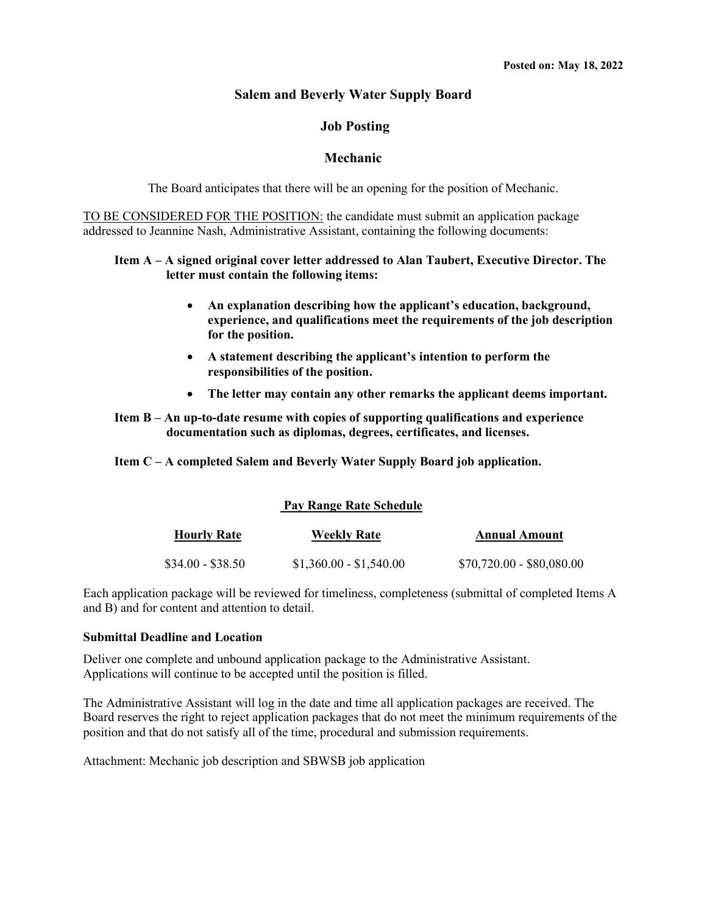**Posted on: May 18, 2022**

# Salem and Beverly Water Supply Board

## Job Posting

## Mechanic

The Board anticipates that there will be an opening for the position of Mechanic.

TO BE CONSIDERED FOR THE POSITION: the candidate must submit an application package addressed to Jeannine Nash, Administrative Assistant, containing the following documents:

**Item A – A signed original cover letter addressed to Alan Taubert, Executive Director. The letter must contain the following items:**

- **An explanation describing how the applicant's education, background, experience, and qualifications meet the requirements of the job description for the position.**
- **A statement describing the applicant's intention to perform the responsibilities of the position.**
- **The letter may contain any other remarks the applicant deems important.**

**Item B – An up-to-date resume with copies of supporting qualifications and experience documentation such as diplomas, degrees, certificates, and licenses.**

**Item C – A completed Salem and Beverly Water Supply Board job application.**

**Pay Range Rate Schedule**

| Hourly Rate | Weekly Rate | Annual Amount |
|---|---|---|
| $34.00 - $38.50 | $1,360.00 - $1,540.00 | $70,720.00 - $80,080.00 |

Each application package will be reviewed for timeliness, completeness (submittal of completed Items A and B) and for content and attention to detail.

**Submittal Deadline and Location**

Deliver one complete and unbound application package to the Administrative Assistant. Applications will continue to be accepted until the position is filled.

The Administrative Assistant will log in the date and time all application packages are received. The Board reserves the right to reject application packages that do not meet the minimum requirements of the position and that do not satisfy all of the time, procedural and submission requirements.

Attachment: Mechanic job description and SBWSB job application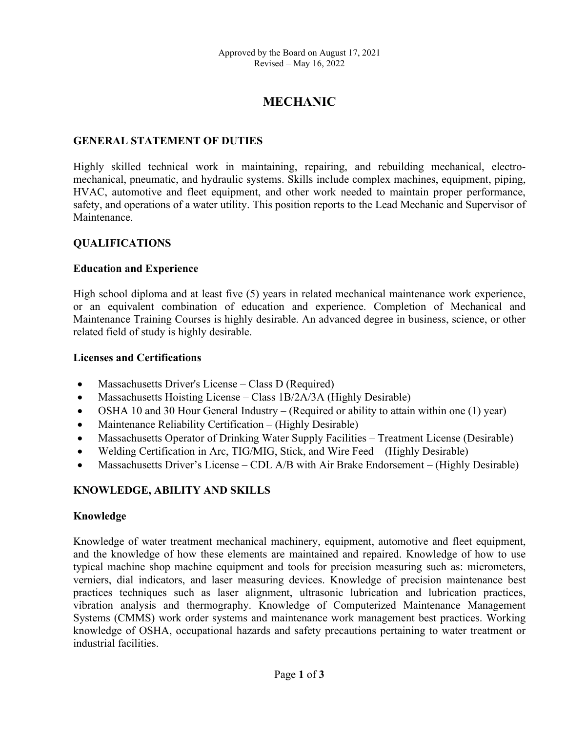Approved by the Board on August 17, 2021
Revised – May 16, 2022

# MECHANIC

## GENERAL STATEMENT OF DUTIES

Highly skilled technical work in maintaining, repairing, and rebuilding mechanical, electro-mechanical, pneumatic, and hydraulic systems. Skills include complex machines, equipment, piping, HVAC, automotive and fleet equipment, and other work needed to maintain proper performance, safety, and operations of a water utility. This position reports to the Lead Mechanic and Supervisor of Maintenance.

## QUALIFICATIONS

### Education and Experience

High school diploma and at least five (5) years in related mechanical maintenance work experience, or an equivalent combination of education and experience. Completion of Mechanical and Maintenance Training Courses is highly desirable. An advanced degree in business, science, or other related field of study is highly desirable.

### Licenses and Certifications

- Massachusetts Driver's License – Class D (Required)
- Massachusetts Hoisting License – Class 1B/2A/3A (Highly Desirable)
- OSHA 10 and 30 Hour General Industry – (Required or ability to attain within one (1) year)
- Maintenance Reliability Certification – (Highly Desirable)
- Massachusetts Operator of Drinking Water Supply Facilities – Treatment License (Desirable)
- Welding Certification in Arc, TIG/MIG, Stick, and Wire Feed – (Highly Desirable)
- Massachusetts Driver's License – CDL A/B with Air Brake Endorsement – (Highly Desirable)

## KNOWLEDGE, ABILITY AND SKILLS

### Knowledge

Knowledge of water treatment mechanical machinery, equipment, automotive and fleet equipment, and the knowledge of how these elements are maintained and repaired. Knowledge of how to use typical machine shop machine equipment and tools for precision measuring such as: micrometers, verniers, dial indicators, and laser measuring devices. Knowledge of precision maintenance best practices techniques such as laser alignment, ultrasonic lubrication and lubrication practices, vibration analysis and thermography. Knowledge of Computerized Maintenance Management Systems (CMMS) work order systems and maintenance work management best practices. Working knowledge of OSHA, occupational hazards and safety precautions pertaining to water treatment or industrial facilities.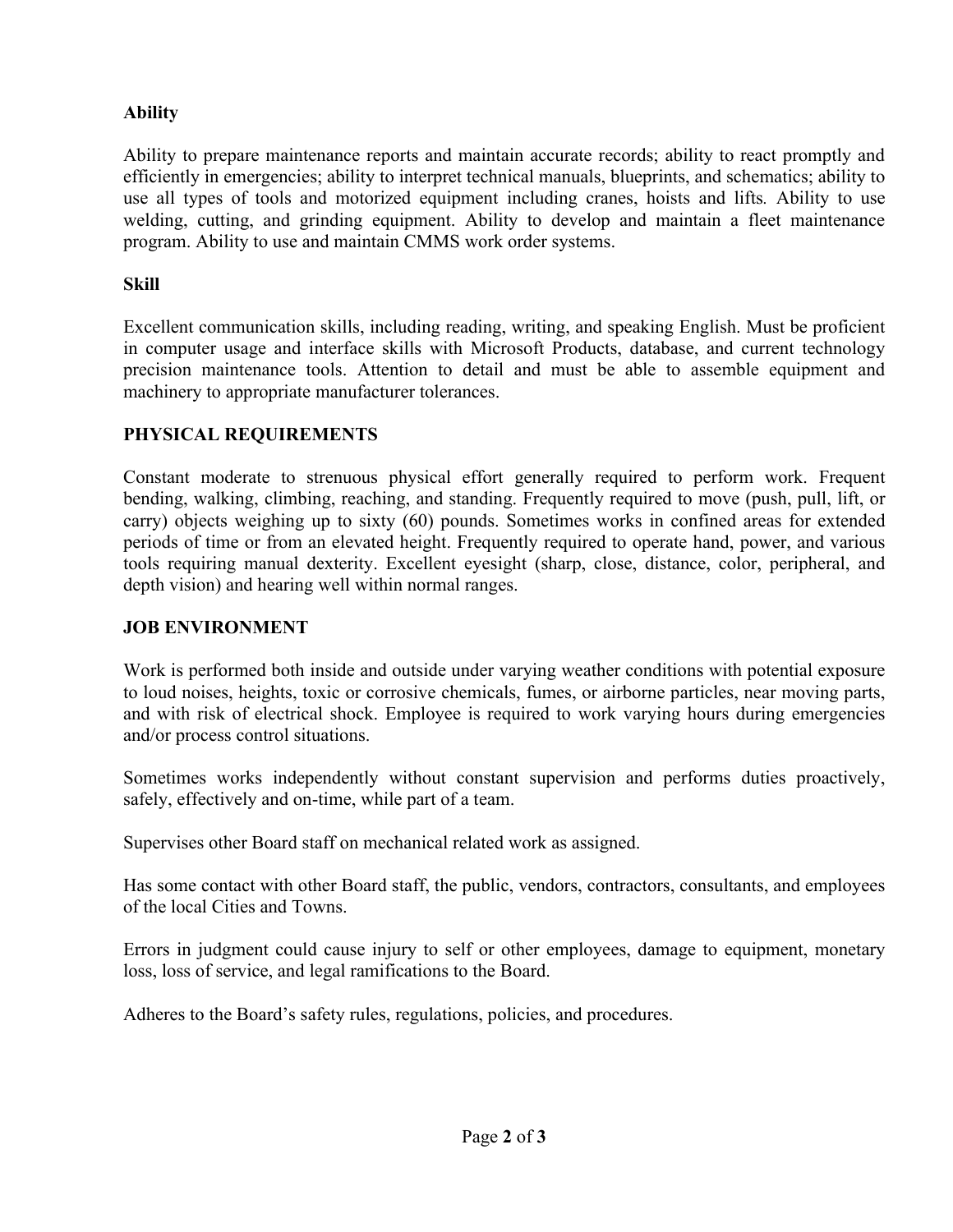**Ability**

Ability to prepare maintenance reports and maintain accurate records; ability to react promptly and efficiently in emergencies; ability to interpret technical manuals, blueprints, and schematics; ability to use all types of tools and motorized equipment including cranes, hoists and lifts. Ability to use welding, cutting, and grinding equipment. Ability to develop and maintain a fleet maintenance program. Ability to use and maintain CMMS work order systems.

**Skill**

Excellent communication skills, including reading, writing, and speaking English. Must be proficient in computer usage and interface skills with Microsoft Products, database, and current technology precision maintenance tools. Attention to detail and must be able to assemble equipment and machinery to appropriate manufacturer tolerances.

## PHYSICAL REQUIREMENTS

Constant moderate to strenuous physical effort generally required to perform work. Frequent bending, walking, climbing, reaching, and standing. Frequently required to move (push, pull, lift, or carry) objects weighing up to sixty (60) pounds. Sometimes works in confined areas for extended periods of time or from an elevated height. Frequently required to operate hand, power, and various tools requiring manual dexterity. Excellent eyesight (sharp, close, distance, color, peripheral, and depth vision) and hearing well within normal ranges.

## JOB ENVIRONMENT

Work is performed both inside and outside under varying weather conditions with potential exposure to loud noises, heights, toxic or corrosive chemicals, fumes, or airborne particles, near moving parts, and with risk of electrical shock. Employee is required to work varying hours during emergencies and/or process control situations.

Sometimes works independently without constant supervision and performs duties proactively, safely, effectively and on-time, while part of a team.

Supervises other Board staff on mechanical related work as assigned.

Has some contact with other Board staff, the public, vendors, contractors, consultants, and employees of the local Cities and Towns.

Errors in judgment could cause injury to self or other employees, damage to equipment, monetary loss, loss of service, and legal ramifications to the Board.

Adheres to the Board's safety rules, regulations, policies, and procedures.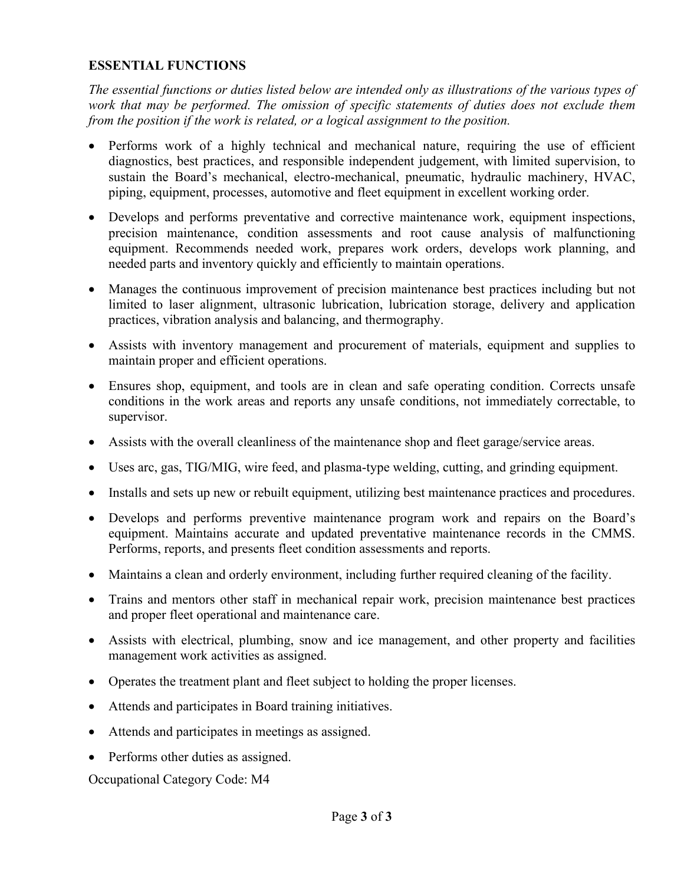## ESSENTIAL FUNCTIONS

*The essential functions or duties listed below are intended only as illustrations of the various types of work that may be performed. The omission of specific statements of duties does not exclude them from the position if the work is related, or a logical assignment to the position.*

- Performs work of a highly technical and mechanical nature, requiring the use of efficient diagnostics, best practices, and responsible independent judgement, with limited supervision, to sustain the Board's mechanical, electro-mechanical, pneumatic, hydraulic machinery, HVAC, piping, equipment, processes, automotive and fleet equipment in excellent working order.
- Develops and performs preventative and corrective maintenance work, equipment inspections, precision maintenance, condition assessments and root cause analysis of malfunctioning equipment. Recommends needed work, prepares work orders, develops work planning, and needed parts and inventory quickly and efficiently to maintain operations.
- Manages the continuous improvement of precision maintenance best practices including but not limited to laser alignment, ultrasonic lubrication, lubrication storage, delivery and application practices, vibration analysis and balancing, and thermography.
- Assists with inventory management and procurement of materials, equipment and supplies to maintain proper and efficient operations.
- Ensures shop, equipment, and tools are in clean and safe operating condition. Corrects unsafe conditions in the work areas and reports any unsafe conditions, not immediately correctable, to supervisor.
- Assists with the overall cleanliness of the maintenance shop and fleet garage/service areas.
- Uses arc, gas, TIG/MIG, wire feed, and plasma-type welding, cutting, and grinding equipment.
- Installs and sets up new or rebuilt equipment, utilizing best maintenance practices and procedures.
- Develops and performs preventive maintenance program work and repairs on the Board's equipment. Maintains accurate and updated preventative maintenance records in the CMMS. Performs, reports, and presents fleet condition assessments and reports.
- Maintains a clean and orderly environment, including further required cleaning of the facility.
- Trains and mentors other staff in mechanical repair work, precision maintenance best practices and proper fleet operational and maintenance care.
- Assists with electrical, plumbing, snow and ice management, and other property and facilities management work activities as assigned.
- Operates the treatment plant and fleet subject to holding the proper licenses.
- Attends and participates in Board training initiatives.
- Attends and participates in meetings as assigned.
- Performs other duties as assigned.

Occupational Category Code: M4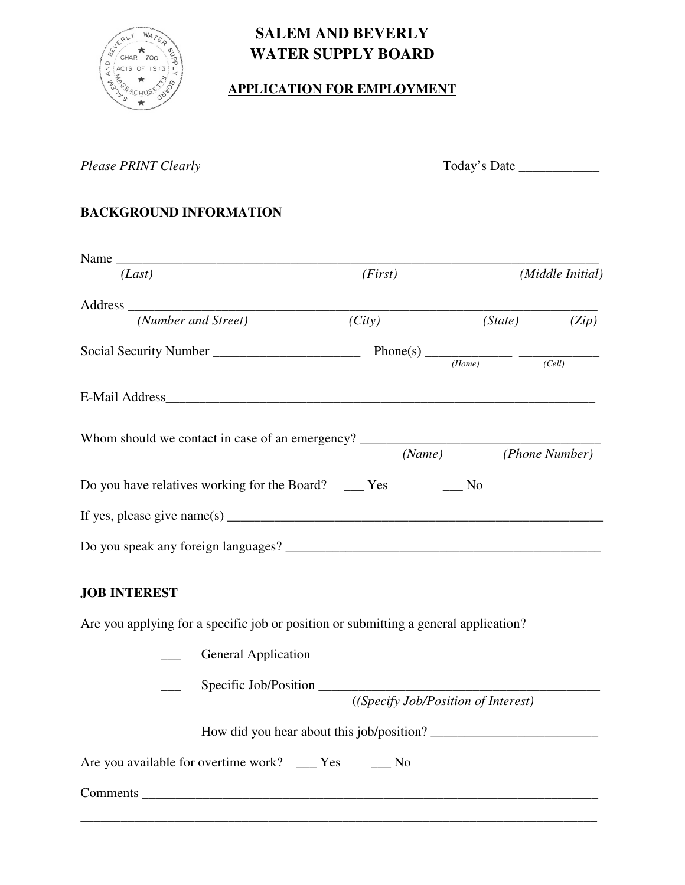# SALEM AND BEVERLY WATER SUPPLY BOARD

## APPLICATION FOR EMPLOYMENT

*Please PRINT Clearly* Today's Date ____________

### BACKGROUND INFORMATION

Name ___________________________________________________________________________
*(Last)* *(First)* *(Middle Initial)*

Address _________________________________________________________________________
*(Number and Street)* *(City)* *(State)* *(Zip)*

Social Security Number ______________________ Phone(s) ____________ ____________
*(Home)* *(Cell)*

E-Mail Address_________________________________________________________________

Whom should we contact in case of an emergency? ____________________________________
*(Name)* *(Phone Number)*

Do you have relatives working for the Board? ___ Yes ___ No

If yes, please give name(s) _________________________________________________________

Do you speak any foreign languages? ________________________________________________

### JOB INTEREST

Are you applying for a specific job or position or submitting a general application?

___ General Application

___ Specific Job/Position ___________________________________________
*((Specify Job/Position of Interest)*

How did you hear about this job/position? _________________________

Are you available for overtime work? ___ Yes ___ No

Comments ______________________________________________________________________

_______________________________________________________________________________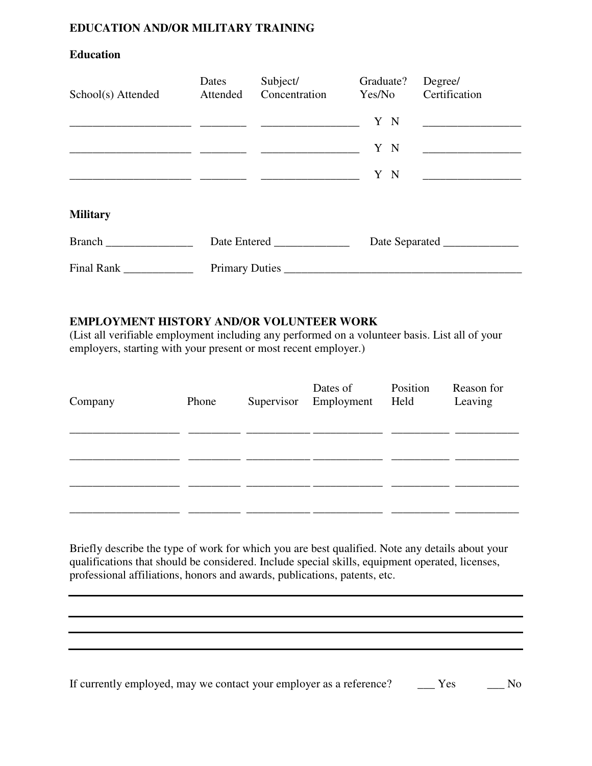## EDUCATION AND/OR MILITARY TRAINING

### Education

| School(s) Attended | Dates Attended | Subject/ Concentration | Graduate? Yes/No | Degree/ Certification |
|---|---|---|---|---|
| ____________________ | ________ | ________________ | Y N | ________________ |
| ____________________ | ________ | ________________ | Y N | ________________ |
| ____________________ | ________ | ________________ | Y N | ________________ |

### Military

Branch _______________ Date Entered _____________ Date Separated _____________

Final Rank ____________ Primary Duties _________________________________________

## EMPLOYMENT HISTORY AND/OR VOLUNTEER WORK

(List all verifiable employment including any performed on a volunteer basis. List all of your employers, starting with your present or most recent employer.)

| Company | Phone | Supervisor | Dates of Employment | Position Held | Reason for Leaving |
|---|---|---|---|---|---|
| __________________ | _________ | __________ | ___________ | _________ | __________ |
| __________________ | _________ | __________ | ___________ | _________ | __________ |
| __________________ | _________ | __________ | ___________ | _________ | __________ |
| __________________ | _________ | __________ | ___________ | _________ | __________ |

Briefly describe the type of work for which you are best qualified. Note any details about your qualifications that should be considered. Include special skills, equipment operated, licenses, professional affiliations, honors and awards, publications, patents, etc.

______________________________________________________________________

______________________________________________________________________

______________________________________________________________________

______________________________________________________________________

If currently employed, may we contact your employer as a reference? ___ Yes ___ No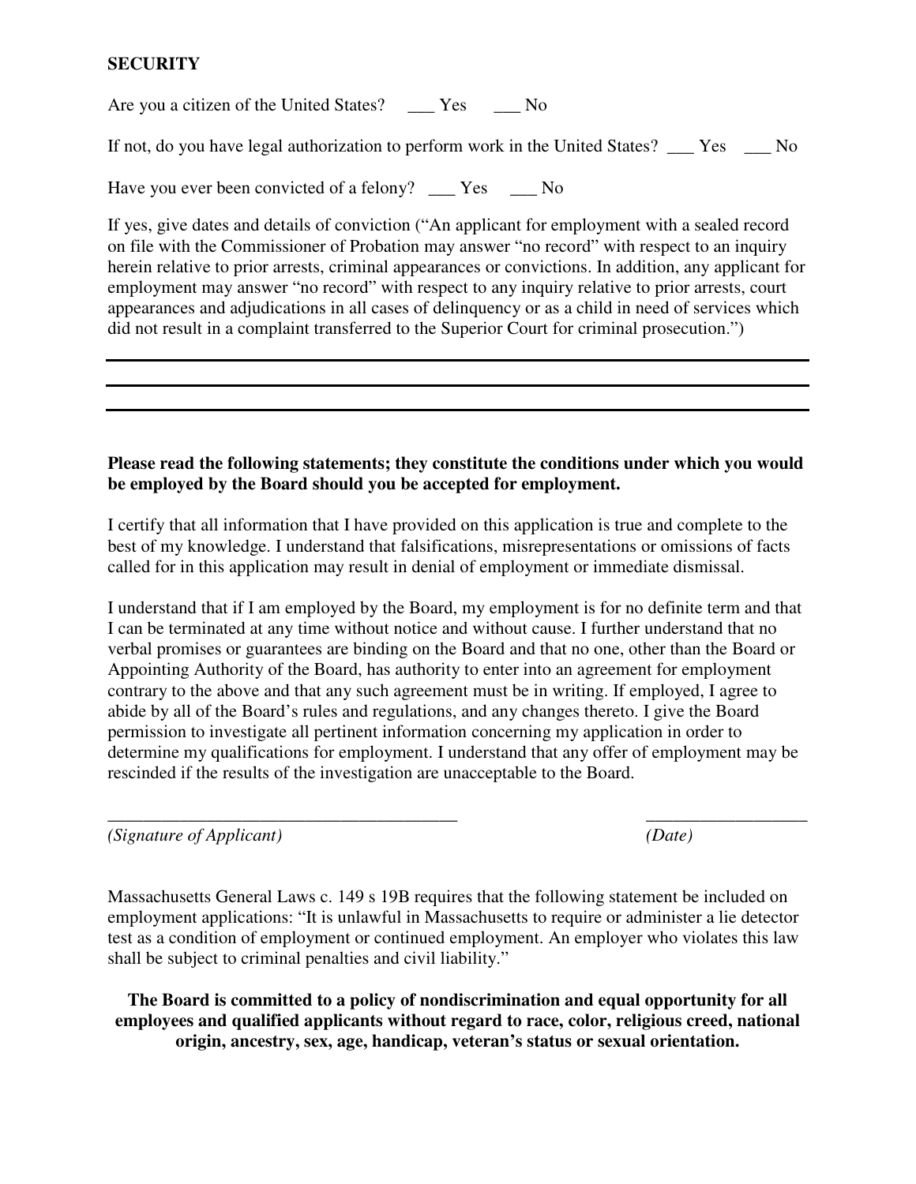**SECURITY**

Are you a citizen of the United States? ___ Yes ___ No

If not, do you have legal authorization to perform work in the United States? ___ Yes ___ No

Have you ever been convicted of a felony? ___ Yes ___ No

If yes, give dates and details of conviction ("An applicant for employment with a sealed record on file with the Commissioner of Probation may answer "no record" with respect to an inquiry herein relative to prior arrests, criminal appearances or convictions. In addition, any applicant for employment may answer "no record" with respect to any inquiry relative to prior arrests, court appearances and adjudications in all cases of delinquency or as a child in need of services which did not result in a complaint transferred to the Superior Court for criminal prosecution.")

______________________________________________________________________

______________________________________________________________________

______________________________________________________________________

**Please read the following statements; they constitute the conditions under which you would be employed by the Board should you be accepted for employment.**

I certify that all information that I have provided on this application is true and complete to the best of my knowledge. I understand that falsifications, misrepresentations or omissions of facts called for in this application may result in denial of employment or immediate dismissal.

I understand that if I am employed by the Board, my employment is for no definite term and that I can be terminated at any time without notice and without cause. I further understand that no verbal promises or guarantees are binding on the Board and that no one, other than the Board or Appointing Authority of the Board, has authority to enter into an agreement for employment contrary to the above and that any such agreement must be in writing. If employed, I agree to abide by all of the Board's rules and regulations, and any changes thereto. I give the Board permission to investigate all pertinent information concerning my application in order to determine my qualifications for employment. I understand that any offer of employment may be rescinded if the results of the investigation are unacceptable to the Board.

________________________________________ ___________________

*(Signature of Applicant)* *(Date)*

Massachusetts General Laws c. 149 s 19B requires that the following statement be included on employment applications: "It is unlawful in Massachusetts to require or administer a lie detector test as a condition of employment or continued employment. An employer who violates this law shall be subject to criminal penalties and civil liability."

**The Board is committed to a policy of nondiscrimination and equal opportunity for all employees and qualified applicants without regard to race, color, religious creed, national origin, ancestry, sex, age, handicap, veteran's status or sexual orientation.**